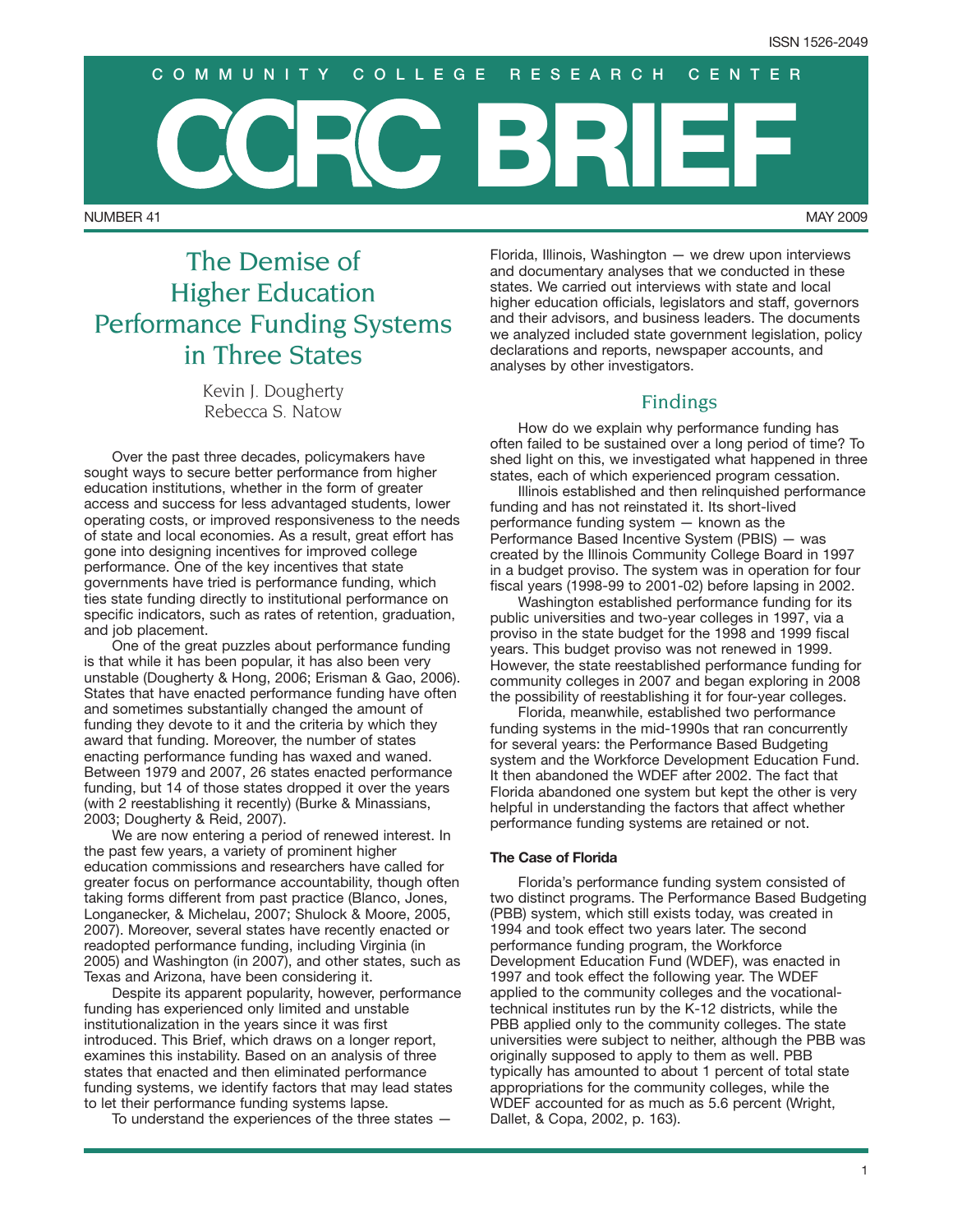ISSN 1526-2049

COMMUNITY COLLEGE RESEARCH CENTER

# CCRC BRIEF

NUMBER 41 MAY 2009

# The Demise of Higher Education Performance Funding Systems in Three States

Kevin J. Dougherty
Rebecca S. Natow

Over the past three decades, policymakers have sought ways to secure better performance from higher education institutions, whether in the form of greater access and success for less advantaged students, lower operating costs, or improved responsiveness to the needs of state and local economies. As a result, great effort has gone into designing incentives for improved college performance. One of the key incentives that state governments have tried is performance funding, which ties state funding directly to institutional performance on specific indicators, such as rates of retention, graduation, and job placement.

One of the great puzzles about performance funding is that while it has been popular, it has also been very unstable (Dougherty & Hong, 2006; Erisman & Gao, 2006). States that have enacted performance funding have often and sometimes substantially changed the amount of funding they devote to it and the criteria by which they award that funding. Moreover, the number of states enacting performance funding has waxed and waned. Between 1979 and 2007, 26 states enacted performance funding, but 14 of those states dropped it over the years (with 2 reestablishing it recently) (Burke & Minassians, 2003; Dougherty & Reid, 2007).

We are now entering a period of renewed interest. In the past few years, a variety of prominent higher education commissions and researchers have called for greater focus on performance accountability, though often taking forms different from past practice (Blanco, Jones, Longanecker, & Michelau, 2007; Shulock & Moore, 2005, 2007). Moreover, several states have recently enacted or readopted performance funding, including Virginia (in 2005) and Washington (in 2007), and other states, such as Texas and Arizona, have been considering it.

Despite its apparent popularity, however, performance funding has experienced only limited and unstable institutionalization in the years since it was first introduced. This Brief, which draws on a longer report, examines this instability. Based on an analysis of three states that enacted and then eliminated performance funding systems, we identify factors that may lead states to let their performance funding systems lapse.

To understand the experiences of the three states — Florida, Illinois, Washington — we drew upon interviews and documentary analyses that we conducted in these states. We carried out interviews with state and local higher education officials, legislators and staff, governors and their advisors, and business leaders. The documents we analyzed included state government legislation, policy declarations and reports, newspaper accounts, and analyses by other investigators.

## Findings

How do we explain why performance funding has often failed to be sustained over a long period of time? To shed light on this, we investigated what happened in three states, each of which experienced program cessation.

Illinois established and then relinquished performance funding and has not reinstated it. Its short-lived performance funding system — known as the Performance Based Incentive System (PBIS) — was created by the Illinois Community College Board in 1997 in a budget proviso. The system was in operation for four fiscal years (1998-99 to 2001-02) before lapsing in 2002.

Washington established performance funding for its public universities and two-year colleges in 1997, via a proviso in the state budget for the 1998 and 1999 fiscal years. This budget proviso was not renewed in 1999. However, the state reestablished performance funding for community colleges in 2007 and began exploring in 2008 the possibility of reestablishing it for four-year colleges.

Florida, meanwhile, established two performance funding systems in the mid-1990s that ran concurrently for several years: the Performance Based Budgeting system and the Workforce Development Education Fund. It then abandoned the WDEF after 2002. The fact that Florida abandoned one system but kept the other is very helpful in understanding the factors that affect whether performance funding systems are retained or not.

### The Case of Florida

Florida's performance funding system consisted of two distinct programs. The Performance Based Budgeting (PBB) system, which still exists today, was created in 1994 and took effect two years later. The second performance funding program, the Workforce Development Education Fund (WDEF), was enacted in 1997 and took effect the following year. The WDEF applied to the community colleges and the vocational-technical institutes run by the K-12 districts, while the PBB applied only to the community colleges. The state universities were subject to neither, although the PBB was originally supposed to apply to them as well. PBB typically has amounted to about 1 percent of total state appropriations for the community colleges, while the WDEF accounted for as much as 5.6 percent (Wright, Dallet, & Copa, 2002, p. 163).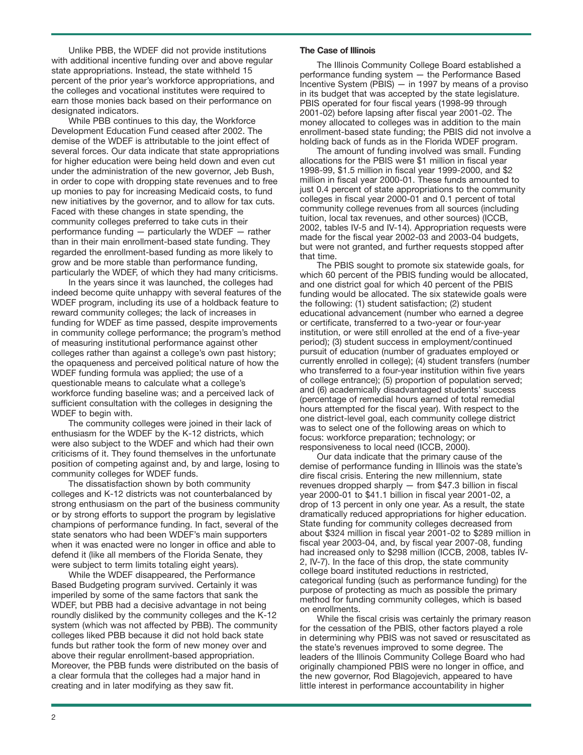Unlike PBB, the WDEF did not provide institutions with additional incentive funding over and above regular state appropriations. Instead, the state withheld 15 percent of the prior year's workforce appropriations, and the colleges and vocational institutes were required to earn those monies back based on their performance on designated indicators.

While PBB continues to this day, the Workforce Development Education Fund ceased after 2002. The demise of the WDEF is attributable to the joint effect of several forces. Our data indicate that state appropriations for higher education were being held down and even cut under the administration of the new governor, Jeb Bush, in order to cope with dropping state revenues and to free up monies to pay for increasing Medicaid costs, to fund new initiatives by the governor, and to allow for tax cuts. Faced with these changes in state spending, the community colleges preferred to take cuts in their performance funding — particularly the WDEF — rather than in their main enrollment-based state funding. They regarded the enrollment-based funding as more likely to grow and be more stable than performance funding, particularly the WDEF, of which they had many criticisms.

In the years since it was launched, the colleges had indeed become quite unhappy with several features of the WDEF program, including its use of a holdback feature to reward community colleges; the lack of increases in funding for WDEF as time passed, despite improvements in community college performance; the program's method of measuring institutional performance against other colleges rather than against a college's own past history; the opaqueness and perceived political nature of how the WDEF funding formula was applied; the use of a questionable means to calculate what a college's workforce funding baseline was; and a perceived lack of sufficient consultation with the colleges in designing the WDEF to begin with.

The community colleges were joined in their lack of enthusiasm for the WDEF by the K-12 districts, which were also subject to the WDEF and which had their own criticisms of it. They found themselves in the unfortunate position of competing against and, by and large, losing to community colleges for WDEF funds.

The dissatisfaction shown by both community colleges and K-12 districts was not counterbalanced by strong enthusiasm on the part of the business community or by strong efforts to support the program by legislative champions of performance funding. In fact, several of the state senators who had been WDEF's main supporters when it was enacted were no longer in office and able to defend it (like all members of the Florida Senate, they were subject to term limits totaling eight years).

While the WDEF disappeared, the Performance Based Budgeting program survived. Certainly it was imperiled by some of the same factors that sank the WDEF, but PBB had a decisive advantage in not being roundly disliked by the community colleges and the K-12 system (which was not affected by PBB). The community colleges liked PBB because it did not hold back state funds but rather took the form of new money over and above their regular enrollment-based appropriation. Moreover, the PBB funds were distributed on the basis of a clear formula that the colleges had a major hand in creating and in later modifying as they saw fit.

**The Case of Illinois**

The Illinois Community College Board established a performance funding system — the Performance Based Incentive System (PBIS) — in 1997 by means of a proviso in its budget that was accepted by the state legislature. PBIS operated for four fiscal years (1998-99 through 2001-02) before lapsing after fiscal year 2001-02. The money allocated to colleges was in addition to the main enrollment-based state funding; the PBIS did not involve a holding back of funds as in the Florida WDEF program.

The amount of funding involved was small. Funding allocations for the PBIS were $1 million in fiscal year 1998-99, $1.5 million in fiscal year 1999-2000, and $2 million in fiscal year 2000-01. These funds amounted to just 0.4 percent of state appropriations to the community colleges in fiscal year 2000-01 and 0.1 percent of total community college revenues from all sources (including tuition, local tax revenues, and other sources) (ICCB, 2002, tables IV-5 and IV-14). Appropriation requests were made for the fiscal year 2002-03 and 2003-04 budgets, but were not granted, and further requests stopped after that time.

The PBIS sought to promote six statewide goals, for which 60 percent of the PBIS funding would be allocated, and one district goal for which 40 percent of the PBIS funding would be allocated. The six statewide goals were the following: (1) student satisfaction; (2) student educational advancement (number who earned a degree or certificate, transferred to a two-year or four-year institution, or were still enrolled at the end of a five-year period); (3) student success in employment/continued pursuit of education (number of graduates employed or currently enrolled in college); (4) student transfers (number who transferred to a four-year institution within five years of college entrance); (5) proportion of population served; and (6) academically disadvantaged students' success (percentage of remedial hours earned of total remedial hours attempted for the fiscal year). With respect to the one district-level goal, each community college district was to select one of the following areas on which to focus: workforce preparation; technology; or responsiveness to local need (ICCB, 2000).

Our data indicate that the primary cause of the demise of performance funding in Illinois was the state's dire fiscal crisis. Entering the new millennium, state revenues dropped sharply — from $47.3 billion in fiscal year 2000-01 to $41.1 billion in fiscal year 2001-02, a drop of 13 percent in only one year. As a result, the state dramatically reduced appropriations for higher education. State funding for community colleges decreased from about $324 million in fiscal year 2001-02 to $289 million in fiscal year 2003-04, and, by fiscal year 2007-08, funding had increased only to $298 million (ICCB, 2008, tables IV-2, IV-7). In the face of this drop, the state community college board instituted reductions in restricted, categorical funding (such as performance funding) for the purpose of protecting as much as possible the primary method for funding community colleges, which is based on enrollments.

While the fiscal crisis was certainly the primary reason for the cessation of the PBIS, other factors played a role in determining why PBIS was not saved or resuscitated as the state's revenues improved to some degree. The leaders of the Illinois Community College Board who had originally championed PBIS were no longer in office, and the new governor, Rod Blagojevich, appeared to have little interest in performance accountability in higher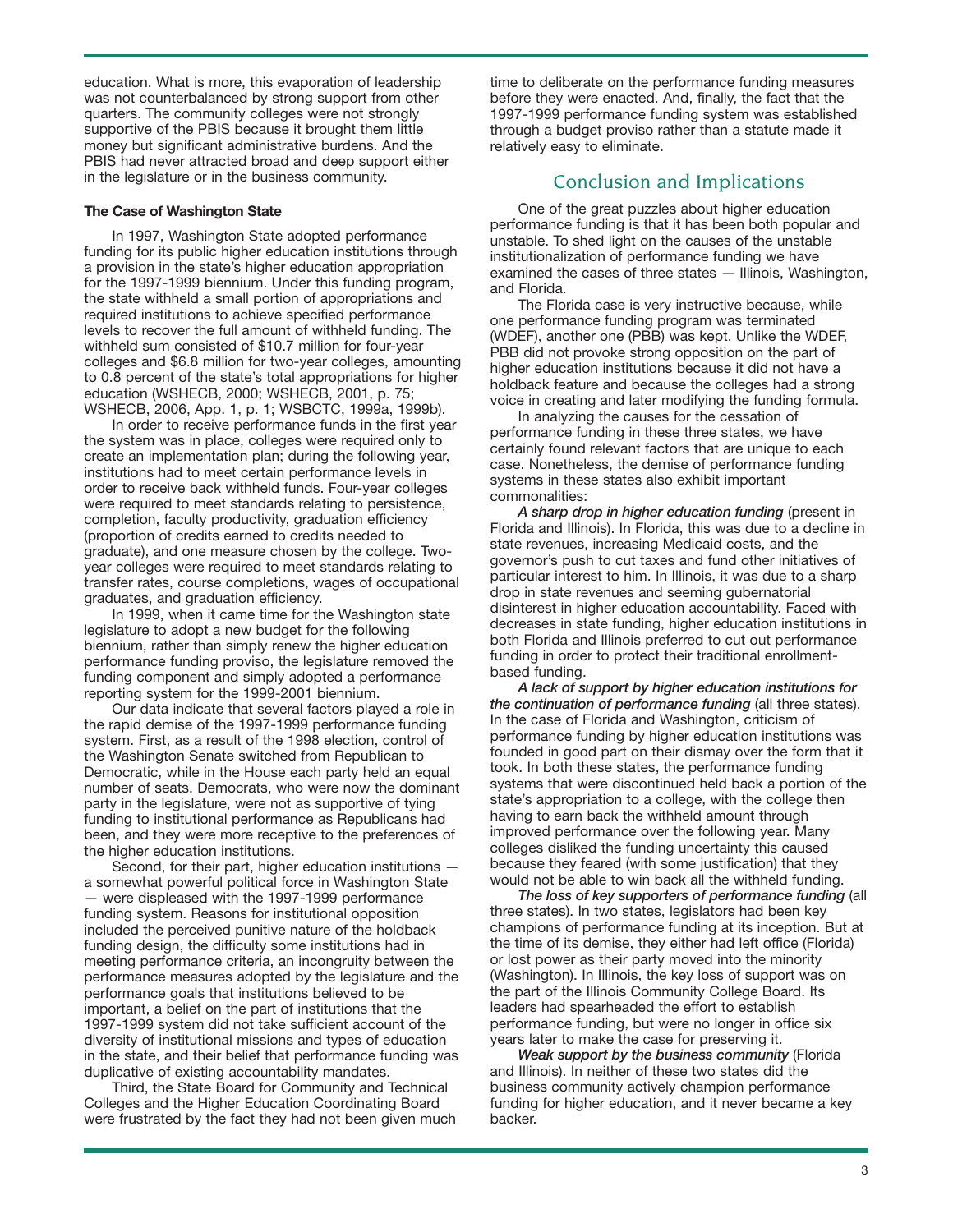education. What is more, this evaporation of leadership was not counterbalanced by strong support from other quarters. The community colleges were not strongly supportive of the PBIS because it brought them little money but significant administrative burdens. And the PBIS had never attracted broad and deep support either in the legislature or in the business community.

**The Case of Washington State**

In 1997, Washington State adopted performance funding for its public higher education institutions through a provision in the state's higher education appropriation for the 1997-1999 biennium. Under this funding program, the state withheld a small portion of appropriations and required institutions to achieve specified performance levels to recover the full amount of withheld funding. The withheld sum consisted of $10.7 million for four-year colleges and $6.8 million for two-year colleges, amounting to 0.8 percent of the state's total appropriations for higher education (WSHECB, 2000; WSHECB, 2001, p. 75; WSHECB, 2006, App. 1, p. 1; WSBCTC, 1999a, 1999b).

In order to receive performance funds in the first year the system was in place, colleges were required only to create an implementation plan; during the following year, institutions had to meet certain performance levels in order to receive back withheld funds. Four-year colleges were required to meet standards relating to persistence, completion, faculty productivity, graduation efficiency (proportion of credits earned to credits needed to graduate), and one measure chosen by the college. Two-year colleges were required to meet standards relating to transfer rates, course completions, wages of occupational graduates, and graduation efficiency.

In 1999, when it came time for the Washington state legislature to adopt a new budget for the following biennium, rather than simply renew the higher education performance funding proviso, the legislature removed the funding component and simply adopted a performance reporting system for the 1999-2001 biennium.

Our data indicate that several factors played a role in the rapid demise of the 1997-1999 performance funding system. First, as a result of the 1998 election, control of the Washington Senate switched from Republican to Democratic, while in the House each party held an equal number of seats. Democrats, who were now the dominant party in the legislature, were not as supportive of tying funding to institutional performance as Republicans had been, and they were more receptive to the preferences of the higher education institutions.

Second, for their part, higher education institutions — a somewhat powerful political force in Washington State — were displeased with the 1997-1999 performance funding system. Reasons for institutional opposition included the perceived punitive nature of the holdback funding design, the difficulty some institutions had in meeting performance criteria, an incongruity between the performance measures adopted by the legislature and the performance goals that institutions believed to be important, a belief on the part of institutions that the 1997-1999 system did not take sufficient account of the diversity of institutional missions and types of education in the state, and their belief that performance funding was duplicative of existing accountability mandates.

Third, the State Board for Community and Technical Colleges and the Higher Education Coordinating Board were frustrated by the fact they had not been given much time to deliberate on the performance funding measures before they were enacted. And, finally, the fact that the 1997-1999 performance funding system was established through a budget proviso rather than a statute made it relatively easy to eliminate.

## Conclusion and Implications

One of the great puzzles about higher education performance funding is that it has been both popular and unstable. To shed light on the causes of the unstable institutionalization of performance funding we have examined the cases of three states — Illinois, Washington, and Florida.

The Florida case is very instructive because, while one performance funding program was terminated (WDEF), another one (PBB) was kept. Unlike the WDEF, PBB did not provoke strong opposition on the part of higher education institutions because it did not have a holdback feature and because the colleges had a strong voice in creating and later modifying the funding formula.

In analyzing the causes for the cessation of performance funding in these three states, we have certainly found relevant factors that are unique to each case. Nonetheless, the demise of performance funding systems in these states also exhibit important commonalities:

***A sharp drop in higher education funding*** (present in Florida and Illinois). In Florida, this was due to a decline in state revenues, increasing Medicaid costs, and the governor's push to cut taxes and fund other initiatives of particular interest to him. In Illinois, it was due to a sharp drop in state revenues and seeming gubernatorial disinterest in higher education accountability. Faced with decreases in state funding, higher education institutions in both Florida and Illinois preferred to cut out performance funding in order to protect their traditional enrollment-based funding.

***A lack of support by higher education institutions for the continuation of performance funding*** (all three states). In the case of Florida and Washington, criticism of performance funding by higher education institutions was founded in good part on their dismay over the form that it took. In both these states, the performance funding systems that were discontinued held back a portion of the state's appropriation to a college, with the college then having to earn back the withheld amount through improved performance over the following year. Many colleges disliked the funding uncertainty this caused because they feared (with some justification) that they would not be able to win back all the withheld funding.

***The loss of key supporters of performance funding*** (all three states). In two states, legislators had been key champions of performance funding at its inception. But at the time of its demise, they either had left office (Florida) or lost power as their party moved into the minority (Washington). In Illinois, the key loss of support was on the part of the Illinois Community College Board. Its leaders had spearheaded the effort to establish performance funding, but were no longer in office six years later to make the case for preserving it.

***Weak support by the business community*** (Florida and Illinois). In neither of these two states did the business community actively champion performance funding for higher education, and it never became a key backer.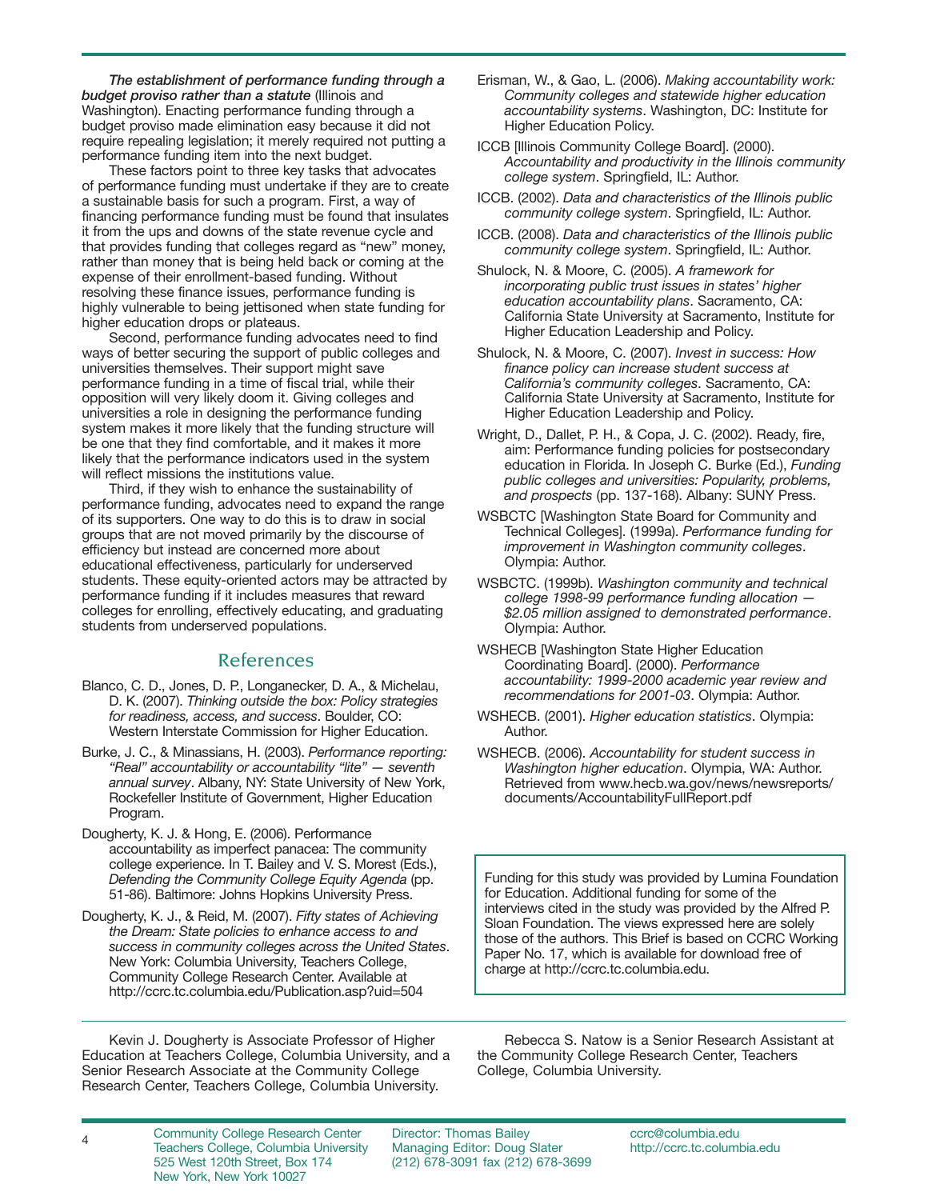***The establishment of performance funding through a budget proviso rather than a statute*** (Illinois and Washington). Enacting performance funding through a budget proviso made elimination easy because it did not require repealing legislation; it merely required not putting a performance funding item into the next budget.

These factors point to three key tasks that advocates of performance funding must undertake if they are to create a sustainable basis for such a program. First, a way of financing performance funding must be found that insulates it from the ups and downs of the state revenue cycle and that provides funding that colleges regard as "new" money, rather than money that is being held back or coming at the expense of their enrollment-based funding. Without resolving these finance issues, performance funding is highly vulnerable to being jettisoned when state funding for higher education drops or plateaus.

Second, performance funding advocates need to find ways of better securing the support of public colleges and universities themselves. Their support might save performance funding in a time of fiscal trial, while their opposition will very likely doom it. Giving colleges and universities a role in designing the performance funding system makes it more likely that the funding structure will be one that they find comfortable, and it makes it more likely that the performance indicators used in the system will reflect missions the institutions value.

Third, if they wish to enhance the sustainability of performance funding, advocates need to expand the range of its supporters. One way to do this is to draw in social groups that are not moved primarily by the discourse of efficiency but instead are concerned more about educational effectiveness, particularly for underserved students. These equity-oriented actors may be attracted by performance funding if it includes measures that reward colleges for enrolling, effectively educating, and graduating students from underserved populations.

## References

Blanco, C. D., Jones, D. P., Longanecker, D. A., & Michelau, D. K. (2007). *Thinking outside the box: Policy strategies for readiness, access, and success*. Boulder, CO: Western Interstate Commission for Higher Education.

Burke, J. C., & Minassians, H. (2003). *Performance reporting: "Real" accountability or accountability "lite" — seventh annual survey*. Albany, NY: State University of New York, Rockefeller Institute of Government, Higher Education Program.

Dougherty, K. J. & Hong, E. (2006). Performance accountability as imperfect panacea: The community college experience. In T. Bailey and V. S. Morest (Eds.), *Defending the Community College Equity Agenda* (pp. 51-86). Baltimore: Johns Hopkins University Press.

Dougherty, K. J., & Reid, M. (2007). *Fifty states of Achieving the Dream: State policies to enhance access to and success in community colleges across the United States*. New York: Columbia University, Teachers College, Community College Research Center. Available at http://ccrc.tc.columbia.edu/Publication.asp?uid=504

Erisman, W., & Gao, L. (2006). *Making accountability work: Community colleges and statewide higher education accountability systems*. Washington, DC: Institute for Higher Education Policy.

ICCB [Illinois Community College Board]. (2000). *Accountability and productivity in the Illinois community college system*. Springfield, IL: Author.

ICCB. (2002). *Data and characteristics of the Illinois public community college system*. Springfield, IL: Author.

ICCB. (2008). *Data and characteristics of the Illinois public community college system*. Springfield, IL: Author.

Shulock, N. & Moore, C. (2005). *A framework for incorporating public trust issues in states' higher education accountability plans*. Sacramento, CA: California State University at Sacramento, Institute for Higher Education Leadership and Policy.

Shulock, N. & Moore, C. (2007). *Invest in success: How finance policy can increase student success at California's community colleges*. Sacramento, CA: California State University at Sacramento, Institute for Higher Education Leadership and Policy.

Wright, D., Dallet, P. H., & Copa, J. C. (2002). Ready, fire, aim: Performance funding policies for postsecondary education in Florida. In Joseph C. Burke (Ed.), *Funding public colleges and universities: Popularity, problems, and prospects* (pp. 137-168). Albany: SUNY Press.

WSBCTC [Washington State Board for Community and Technical Colleges]. (1999a). *Performance funding for improvement in Washington community colleges*. Olympia: Author.

WSBCTC. (1999b). *Washington community and technical college 1998-99 performance funding allocation — $2.05 million assigned to demonstrated performance*. Olympia: Author.

WSHECB [Washington State Higher Education Coordinating Board]. (2000). *Performance accountability: 1999-2000 academic year review and recommendations for 2001-03*. Olympia: Author.

WSHECB. (2001). *Higher education statistics*. Olympia: Author.

WSHECB. (2006). *Accountability for student success in Washington higher education*. Olympia, WA: Author. Retrieved from www.hecb.wa.gov/news/newsreports/documents/AccountabilityFullReport.pdf

Funding for this study was provided by Lumina Foundation for Education. Additional funding for some of the interviews cited in the study was provided by the Alfred P. Sloan Foundation. The views expressed here are solely those of the authors. This Brief is based on CCRC Working Paper No. 17, which is available for download free of charge at http://ccrc.tc.columbia.edu.

Kevin J. Dougherty is Associate Professor of Higher Education at Teachers College, Columbia University, and a Senior Research Associate at the Community College Research Center, Teachers College, Columbia University.

Rebecca S. Natow is a Senior Research Assistant at the Community College Research Center, Teachers College, Columbia University.

Community College Research Center
Teachers College, Columbia University
525 West 120th Street, Box 174
New York, New York 10027

Director: Thomas Bailey
Managing Editor: Doug Slater
(212) 678-3091 fax (212) 678-3699

ccrc@columbia.edu
http://ccrc.tc.columbia.edu